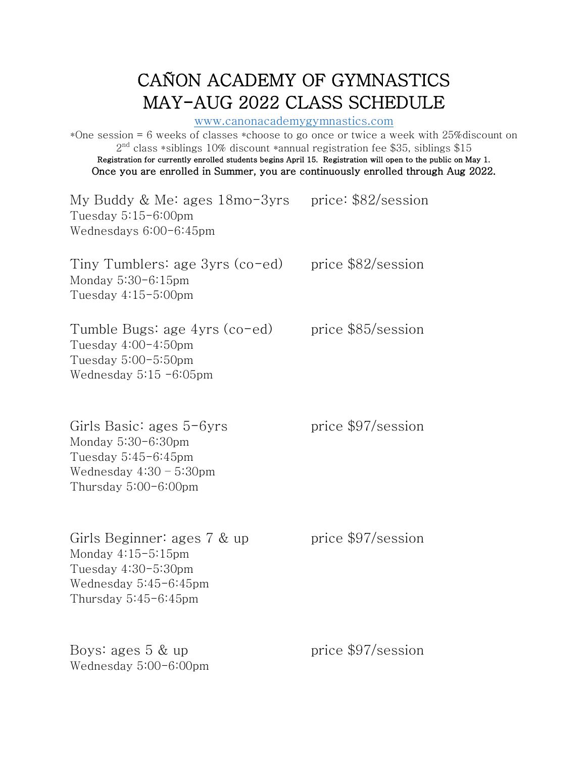# CAÑON ACADEMY OF GYMNASTICS
# MAY-AUG 2022 CLASS SCHEDULE

www.canonacademygymnastics.com

*One session = 6 weeks of classes *choose to go once or twice a week with 25%discount on 2nd class *siblings 10% discount *annual registration fee $35, siblings $15

**Registration for currently enrolled students begins April 15. Registration will open to the public on May 1.**

**Once you are enrolled in Summer, you are continuously enrolled through Aug 2022.**

My Buddy & Me: ages 18mo-3yrs — price: $82/session
Tuesday 5:15-6:00pm
Wednesdays 6:00-6:45pm

Tiny Tumblers: age 3yrs (co-ed) — price $82/session
Monday 5:30-6:15pm
Tuesday 4:15-5:00pm

Tumble Bugs: age 4yrs (co-ed) — price $85/session
Tuesday 4:00-4:50pm
Tuesday 5:00-5:50pm
Wednesday 5:15 -6:05pm

Girls Basic: ages 5-6yrs — price $97/session
Monday 5:30-6:30pm
Tuesday 5:45-6:45pm
Wednesday 4:30 – 5:30pm
Thursday 5:00-6:00pm

Girls Beginner: ages 7 & up — price $97/session
Monday 4:15-5:15pm
Tuesday 4:30-5:30pm
Wednesday 5:45-6:45pm
Thursday 5:45-6:45pm

Boys: ages 5 & up — price $97/session
Wednesday 5:00-6:00pm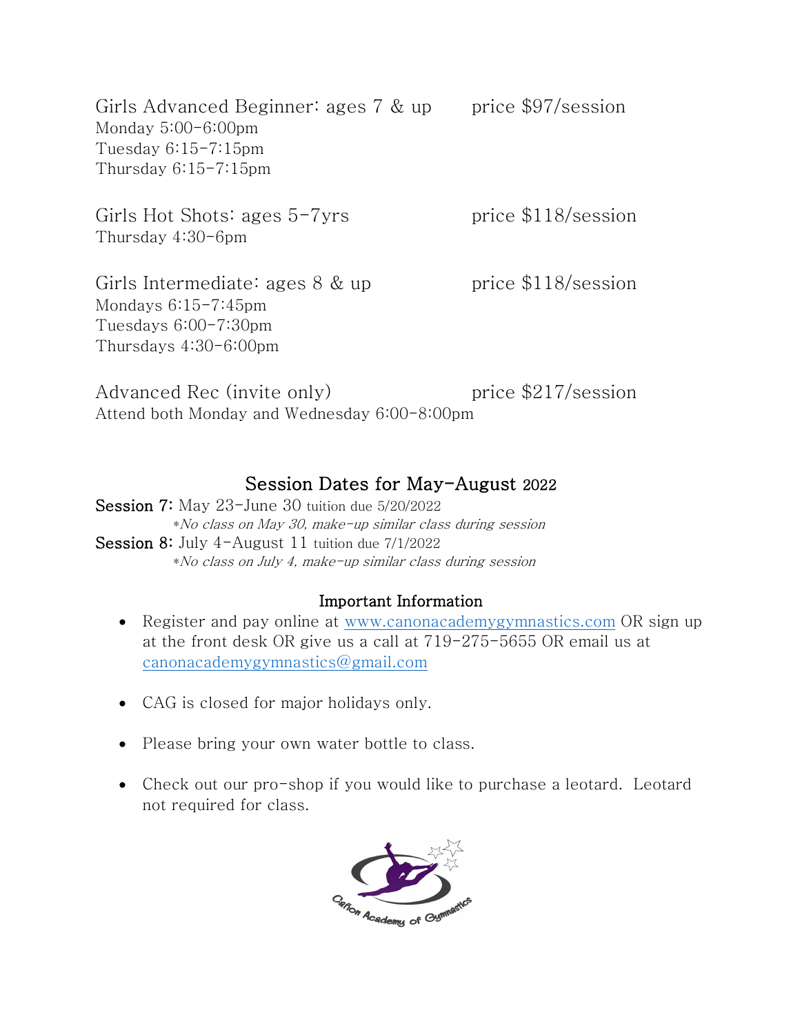Girls Advanced Beginner: ages 7 & up price $97/session
Monday 5:00-6:00pm
Tuesday 6:15-7:15pm
Thursday 6:15-7:15pm

Girls Hot Shots: ages 5-7yrs price $118/session
Thursday 4:30-6pm

Girls Intermediate: ages 8 & up price $118/session
Mondays 6:15-7:45pm
Tuesdays 6:00-7:30pm
Thursdays 4:30-6:00pm

Advanced Rec (invite only) price $217/session
Attend both Monday and Wednesday 6:00-8:00pm

## Session Dates for May-August 2022

**Session 7:** May 23-June 30 tuition due 5/20/2022
*\*No class on May 30, make-up similar class during session*

**Session 8:** July 4-August 11 tuition due 7/1/2022
*\*No class on July 4, make-up similar class during session*

### Important Information

- Register and pay online at www.canonacademygymnastics.com OR sign up at the front desk OR give us a call at 719-275-5655 OR email us at canonacademygymnastics@gmail.com
- CAG is closed for major holidays only.
- Please bring your own water bottle to class.
- Check out our pro-shop if you would like to purchase a leotard. Leotard not required for class.

Cañon Academy of Gymnastics